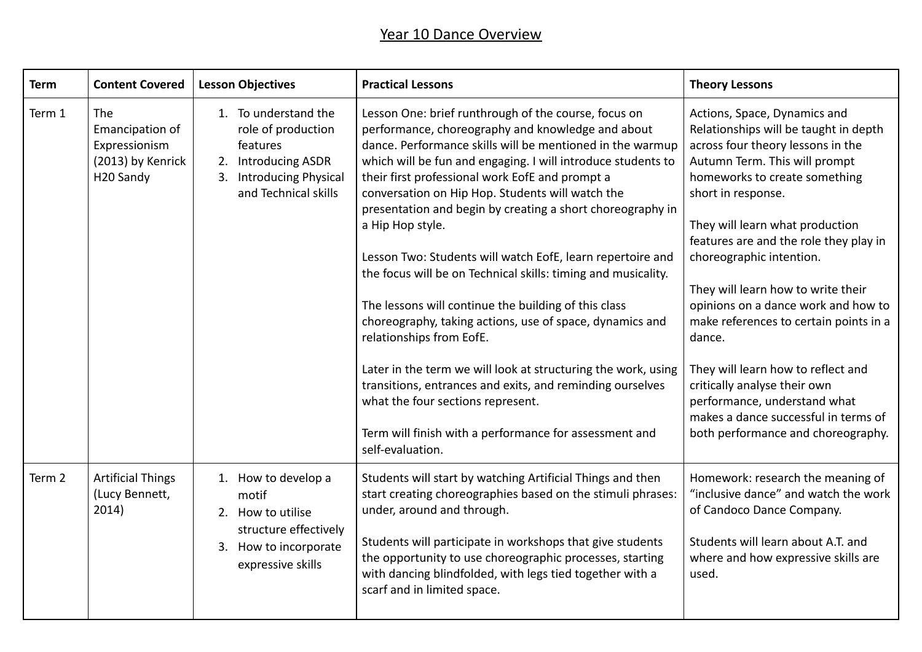# Year 10 Dance Overview

| Term | Content Covered | Lesson Objectives | Practical Lessons | Theory Lessons |
|---|---|---|---|---|
| Term 1 | The Emancipation of Expressionism (2013) by Kenrick H20 Sandy | 1. To understand the role of production features<br>2. Introducing ASDR<br>3. Introducing Physical and Technical skills | Lesson One: brief runthrough of the course, focus on performance, choreography and knowledge and about dance. Performance skills will be mentioned in the warmup which will be fun and engaging. I will introduce students to their first professional work EofE and prompt a conversation on Hip Hop. Students will watch the presentation and begin by creating a short choreography in a Hip Hop style.<br><br>Lesson Two: Students will watch EofE, learn repertoire and the focus will be on Technical skills: timing and musicality.<br><br>The lessons will continue the building of this class choreography, taking actions, use of space, dynamics and relationships from EofE.<br><br>Later in the term we will look at structuring the work, using transitions, entrances and exits, and reminding ourselves what the four sections represent.<br><br>Term will finish with a performance for assessment and self-evaluation. | Actions, Space, Dynamics and Relationships will be taught in depth across four theory lessons in the Autumn Term. This will prompt homeworks to create something short in response.<br><br>They will learn what production features are and the role they play in choreographic intention.<br><br>They will learn how to write their opinions on a dance work and how to make references to certain points in a dance.<br><br>They will learn how to reflect and critically analyse their own performance, understand what makes a dance successful in terms of both performance and choreography. |
| Term 2 | Artificial Things (Lucy Bennett, 2014) | 1. How to develop a motif<br>2. How to utilise structure effectively<br>3. How to incorporate expressive skills | Students will start by watching Artificial Things and then start creating choreographies based on the stimuli phrases: under, around and through.<br><br>Students will participate in workshops that give students the opportunity to use choreographic processes, starting with dancing blindfolded, with legs tied together with a scarf and in limited space. | Homework: research the meaning of "inclusive dance" and watch the work of Candoco Dance Company.<br><br>Students will learn about A.T. and where and how expressive skills are used. |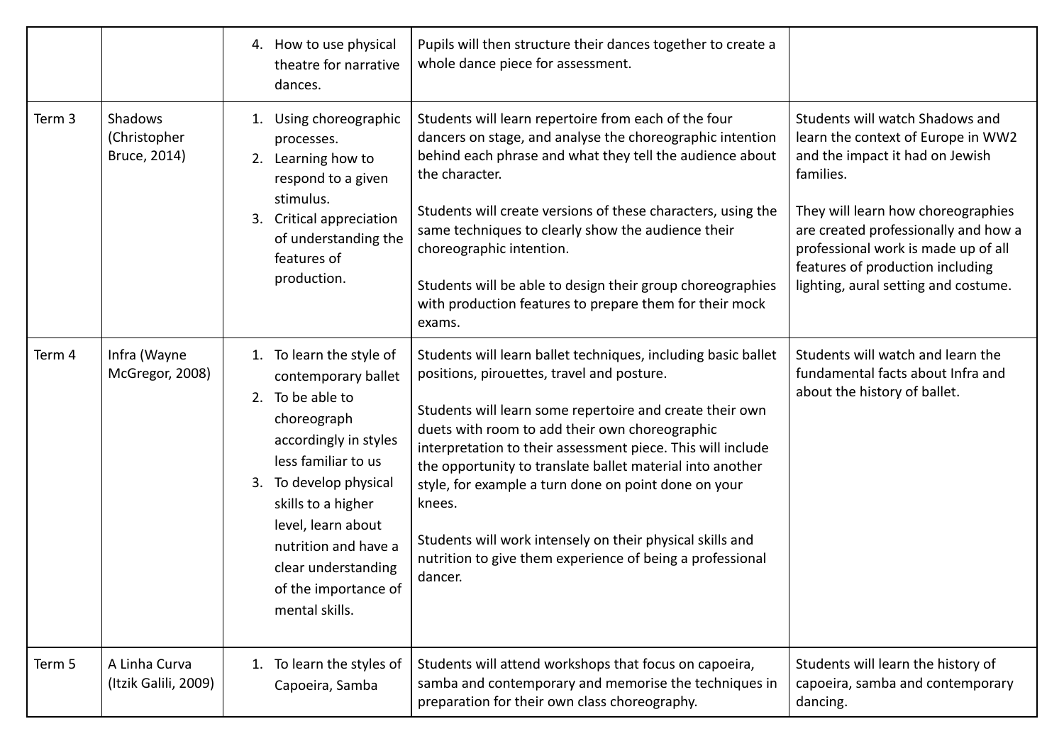|  |  |  |  |  |
|---|---|---|---|---|
|  |  | 4. How to use physical theatre for narrative dances. | Pupils will then structure their dances together to create a whole dance piece for assessment. |  |
| Term 3 | Shadows (Christopher Bruce, 2014) | 1. Using choreographic processes.<br>2. Learning how to respond to a given stimulus.<br>3. Critical appreciation of understanding the features of production. | Students will learn repertoire from each of the four dancers on stage, and analyse the choreographic intention behind each phrase and what they tell the audience about the character.<br><br>Students will create versions of these characters, using the same techniques to clearly show the audience their choreographic intention.<br><br>Students will be able to design their group choreographies with production features to prepare them for their mock exams. | Students will watch Shadows and learn the context of Europe in WW2 and the impact it had on Jewish families.<br><br>They will learn how choreographies are created professionally and how a professional work is made up of all features of production including lighting, aural setting and costume. |
| Term 4 | Infra (Wayne McGregor, 2008) | 1. To learn the style of contemporary ballet<br>2. To be able to choreograph accordingly in styles less familiar to us<br>3. To develop physical skills to a higher level, learn about nutrition and have a clear understanding of the importance of mental skills. | Students will learn ballet techniques, including basic ballet positions, pirouettes, travel and posture.<br><br>Students will learn some repertoire and create their own duets with room to add their own choreographic interpretation to their assessment piece. This will include the opportunity to translate ballet material into another style, for example a turn done on point done on your knees.<br><br>Students will work intensely on their physical skills and nutrition to give them experience of being a professional dancer. | Students will watch and learn the fundamental facts about Infra and about the history of ballet. |
| Term 5 | A Linha Curva (Itzik Galili, 2009) | 1. To learn the styles of Capoeira, Samba | Students will attend workshops that focus on capoeira, samba and contemporary and memorise the techniques in preparation for their own class choreography. | Students will learn the history of capoeira, samba and contemporary dancing. |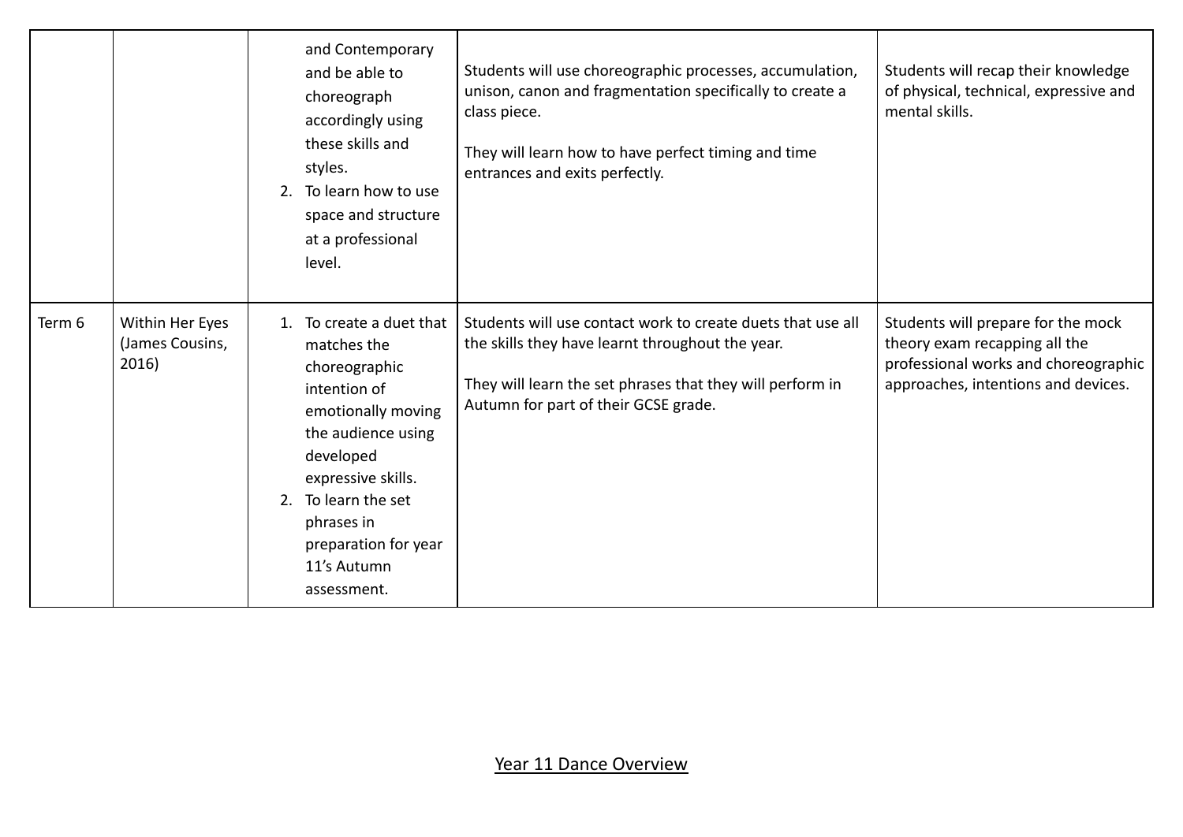|  |  |  |  |  |
|---|---|---|---|---|
|  |  | and Contemporary and be able to choreograph accordingly using these skills and styles.<br>2. To learn how to use space and structure at a professional level. | Students will use choreographic processes, accumulation, unison, canon and fragmentation specifically to create a class piece.<br><br>They will learn how to have perfect timing and time entrances and exits perfectly. | Students will recap their knowledge of physical, technical, expressive and mental skills. |
| Term 6 | Within Her Eyes (James Cousins, 2016) | 1. To create a duet that matches the choreographic intention of emotionally moving the audience using developed expressive skills.<br>2. To learn the set phrases in preparation for year 11's Autumn assessment. | Students will use contact work to create duets that use all the skills they have learnt throughout the year.<br><br>They will learn the set phrases that they will perform in Autumn for part of their GCSE grade. | Students will prepare for the mock theory exam recapping all the professional works and choreographic approaches, intentions and devices. |

## Year 11 Dance Overview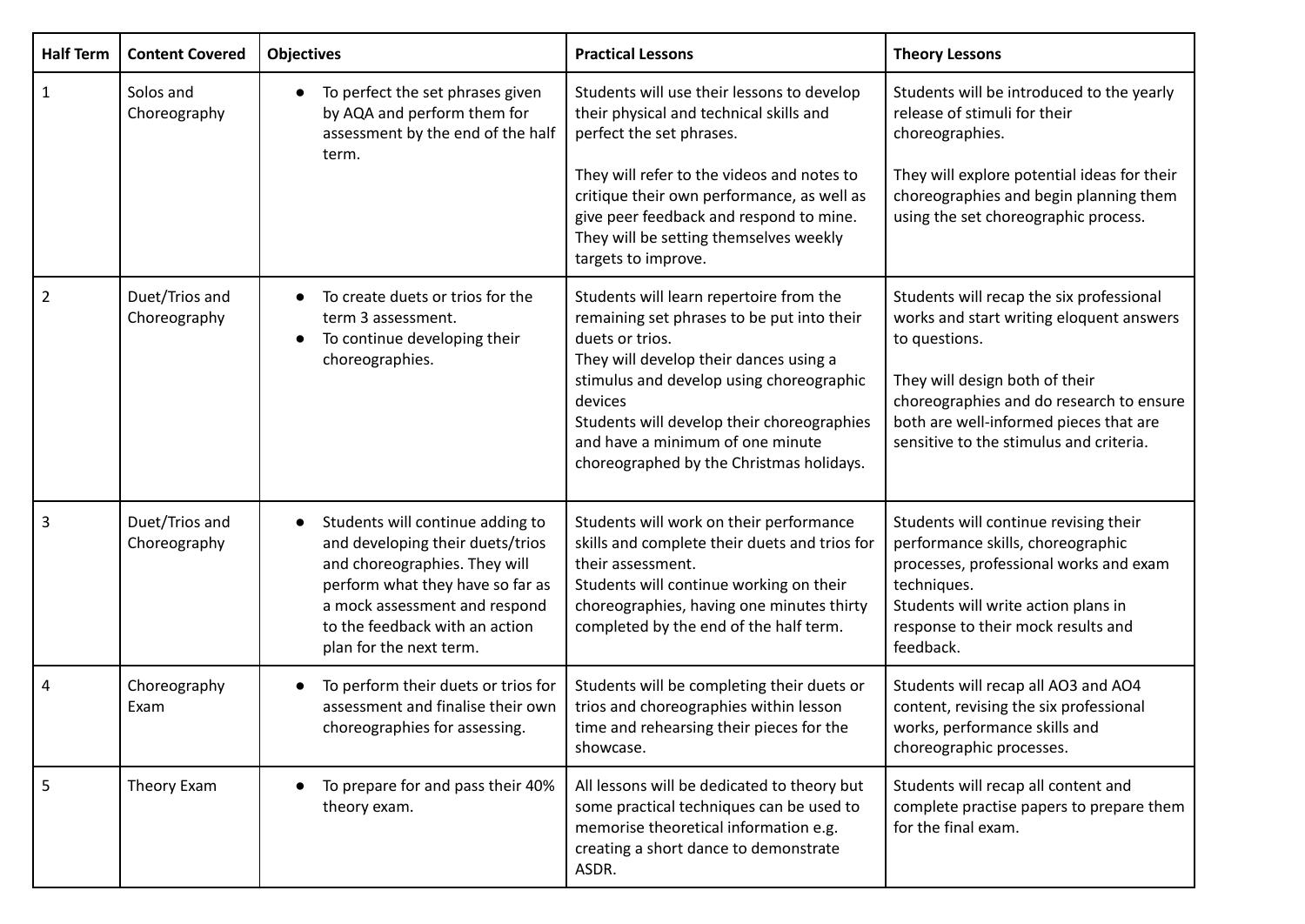| Half Term | Content Covered | Objectives | Practical Lessons | Theory Lessons |
|---|---|---|---|---|
| 1 | Solos and Choreography | • To perfect the set phrases given by AQA and perform them for assessment by the end of the half term. | Students will use their lessons to develop their physical and technical skills and perfect the set phrases.<br><br>They will refer to the videos and notes to critique their own performance, as well as give peer feedback and respond to mine. They will be setting themselves weekly targets to improve. | Students will be introduced to the yearly release of stimuli for their choreographies.<br><br>They will explore potential ideas for their choreographies and begin planning them using the set choreographic process. |
| 2 | Duet/Trios and Choreography | • To create duets or trios for the term 3 assessment.<br>• To continue developing their choreographies. | Students will learn repertoire from the remaining set phrases to be put into their duets or trios.<br>They will develop their dances using a stimulus and develop using choreographic devices<br>Students will develop their choreographies and have a minimum of one minute choreographed by the Christmas holidays. | Students will recap the six professional works and start writing eloquent answers to questions.<br><br>They will design both of their choreographies and do research to ensure both are well-informed pieces that are sensitive to the stimulus and criteria. |
| 3 | Duet/Trios and Choreography | • Students will continue adding to and developing their duets/trios and choreographies. They will perform what they have so far as a mock assessment and respond to the feedback with an action plan for the next term. | Students will work on their performance skills and complete their duets and trios for their assessment.<br>Students will continue working on their choreographies, having one minutes thirty completed by the end of the half term. | Students will continue revising their performance skills, choreographic processes, professional works and exam techniques.<br>Students will write action plans in response to their mock results and feedback. |
| 4 | Choreography Exam | • To perform their duets or trios for assessment and finalise their own choreographies for assessing. | Students will be completing their duets or trios and choreographies within lesson time and rehearsing their pieces for the showcase. | Students will recap all AO3 and AO4 content, revising the six professional works, performance skills and choreographic processes. |
| 5 | Theory Exam | • To prepare for and pass their 40% theory exam. | All lessons will be dedicated to theory but some practical techniques can be used to memorise theoretical information e.g. creating a short dance to demonstrate ASDR. | Students will recap all content and complete practise papers to prepare them for the final exam. |